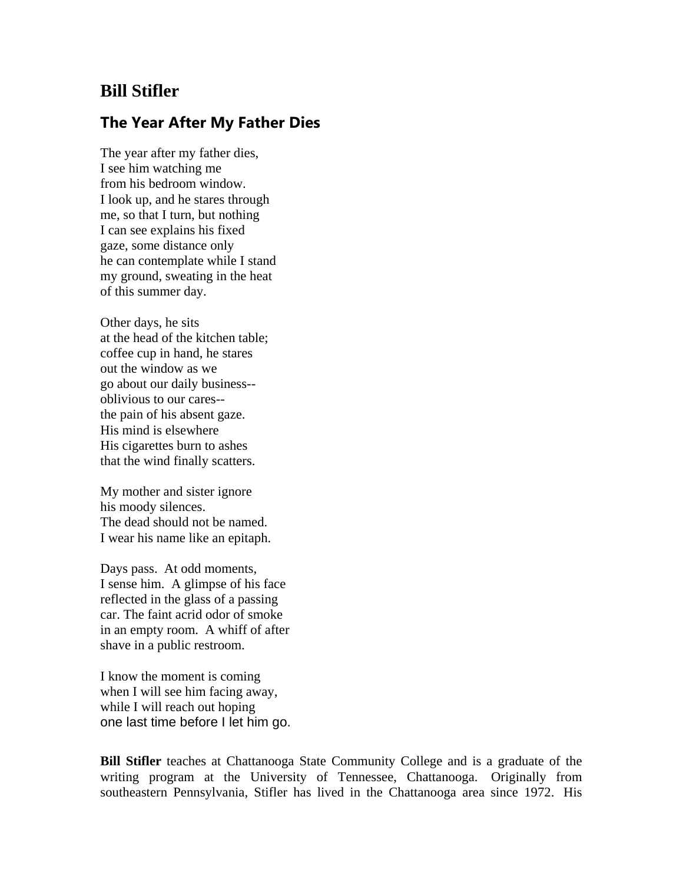# Bill Stifler

## The Year After My Father Dies

The year after my father dies,  
I see him watching me  
from his bedroom window.  
I look up, and he stares through  
me, so that I turn, but nothing  
I can see explains his fixed  
gaze, some distance only  
he can contemplate while I stand  
my ground, sweating in the heat  
of this summer day.

Other days, he sits  
at the head of the kitchen table;  
coffee cup in hand, he stares  
out the window as we  
go about our daily business--  
oblivious to our cares--  
the pain of his absent gaze.  
His mind is elsewhere  
His cigarettes burn to ashes  
that the wind finally scatters.

My mother and sister ignore  
his moody silences.  
The dead should not be named.  
I wear his name like an epitaph.

Days pass. At odd moments,  
I sense him. A glimpse of his face  
reflected in the glass of a passing  
car. The faint acrid odor of smoke  
in an empty room. A whiff of after  
shave in a public restroom.

I know the moment is coming  
when I will see him facing away,  
while I will reach out hoping  
one last time before I let him go.

**Bill Stifler** teaches at Chattanooga State Community College and is a graduate of the writing program at the University of Tennessee, Chattanooga. Originally from southeastern Pennsylvania, Stifler has lived in the Chattanooga area since 1972. His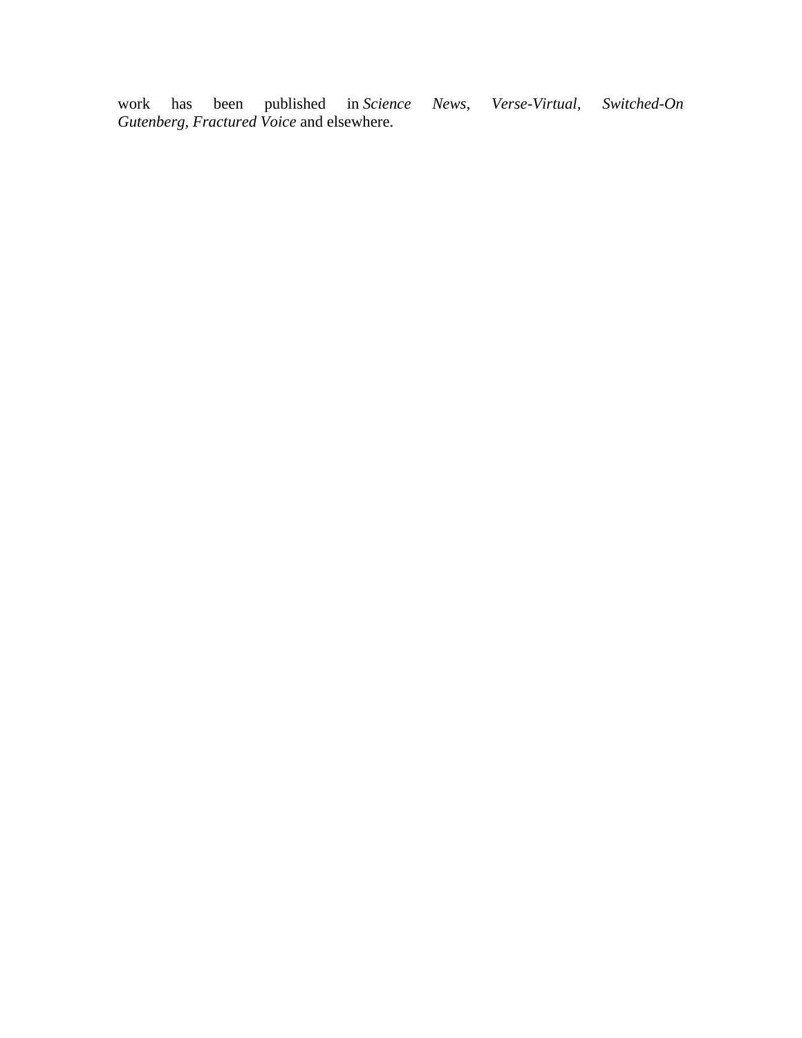work has been published in *Science News, Verse-Virtual*, *Switched-On Gutenberg, Fractured Voice* and elsewhere.